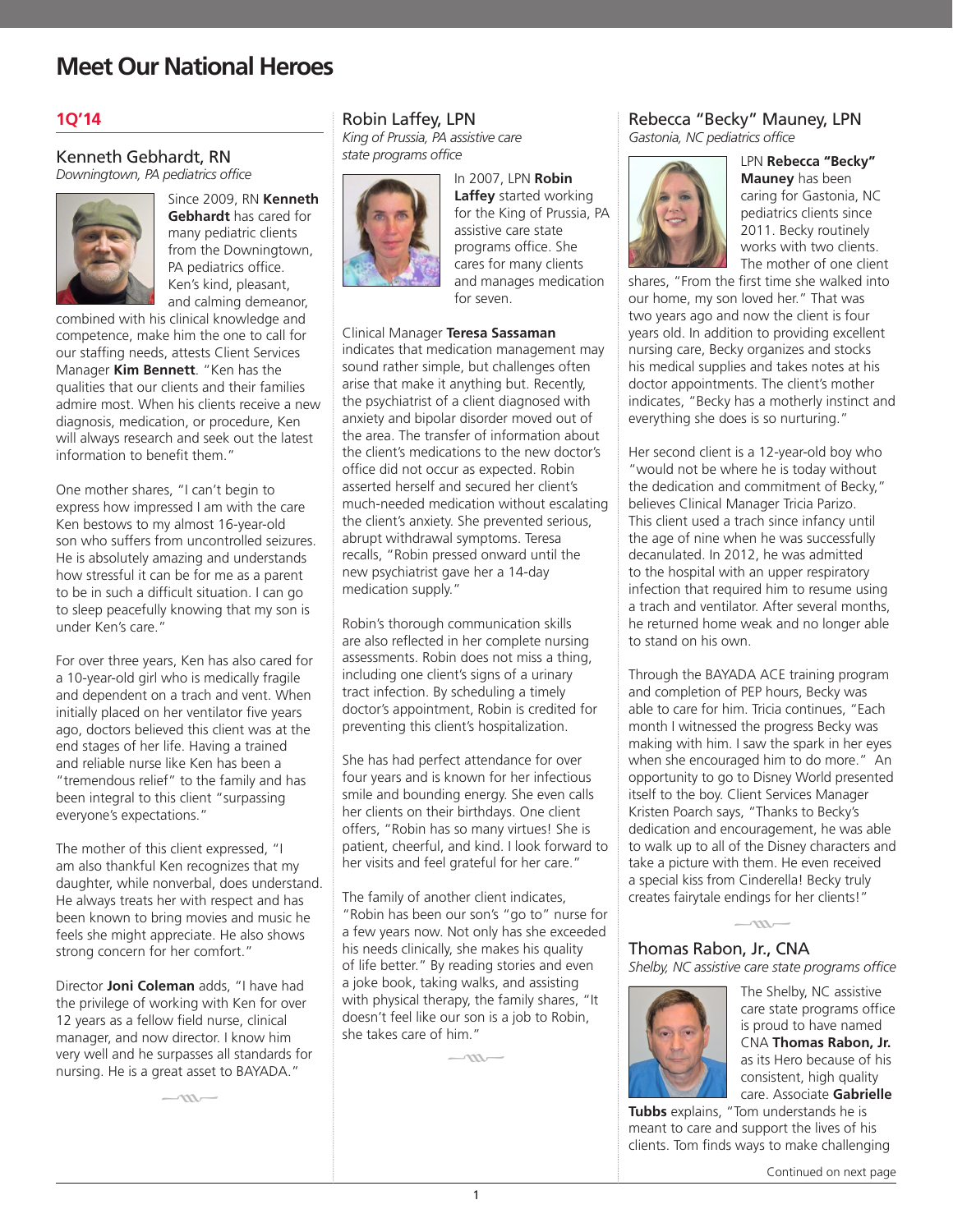# Meet Our National Heroes

## 1Q'14

### Kenneth Gebhardt, RN

*Downingtown, PA pediatrics office*

Since 2009, RN **Kenneth Gebhardt** has cared for many pediatric clients from the Downingtown, PA pediatrics office. Ken's kind, pleasant, and calming demeanor, combined with his clinical knowledge and competence, make him the one to call for our staffing needs, attests Client Services Manager **Kim Bennett**. "Ken has the qualities that our clients and their families admire most. When his clients receive a new diagnosis, medication, or procedure, Ken will always research and seek out the latest information to benefit them."

One mother shares, "I can't begin to express how impressed I am with the care Ken bestows to my almost 16-year-old son who suffers from uncontrolled seizures. He is absolutely amazing and understands how stressful it can be for me as a parent to be in such a difficult situation. I can go to sleep peacefully knowing that my son is under Ken's care."

For over three years, Ken has also cared for a 10-year-old girl who is medically fragile and dependent on a trach and vent. When initially placed on her ventilator five years ago, doctors believed this client was at the end stages of her life. Having a trained and reliable nurse like Ken has been a "tremendous relief" to the family and has been integral to this client "surpassing everyone's expectations."

The mother of this client expressed, "I am also thankful Ken recognizes that my daughter, while nonverbal, does understand. He always treats her with respect and has been known to bring movies and music he feels she might appreciate. He also shows strong concern for her comfort."

Director **Joni Coleman** adds, "I have had the privilege of working with Ken for over 12 years as a fellow field nurse, clinical manager, and now director. I know him very well and he surpasses all standards for nursing. He is a great asset to BAYADA."

### Robin Laffey, LPN

*King of Prussia, PA assistive care state programs office*

In 2007, LPN **Robin Laffey** started working for the King of Prussia, PA assistive care state programs office. She cares for many clients and manages medication for seven.

Clinical Manager **Teresa Sassaman** indicates that medication management may sound rather simple, but challenges often arise that make it anything but. Recently, the psychiatrist of a client diagnosed with anxiety and bipolar disorder moved out of the area. The transfer of information about the client's medications to the new doctor's office did not occur as expected. Robin asserted herself and secured her client's much-needed medication without escalating the client's anxiety. She prevented serious, abrupt withdrawal symptoms. Teresa recalls, "Robin pressed onward until the new psychiatrist gave her a 14-day medication supply."

Robin's thorough communication skills are also reflected in her complete nursing assessments. Robin does not miss a thing, including one client's signs of a urinary tract infection. By scheduling a timely doctor's appointment, Robin is credited for preventing this client's hospitalization.

She has had perfect attendance for over four years and is known for her infectious smile and bounding energy. She even calls her clients on their birthdays. One client offers, "Robin has so many virtues! She is patient, cheerful, and kind. I look forward to her visits and feel grateful for her care."

The family of another client indicates, "Robin has been our son's "go to" nurse for a few years now. Not only has she exceeded his needs clinically, she makes his quality of life better." By reading stories and even a joke book, taking walks, and assisting with physical therapy, the family shares, "It doesn't feel like our son is a job to Robin, she takes care of him."

### Rebecca "Becky" Mauney, LPN

*Gastonia, NC pediatrics office*

LPN **Rebecca "Becky" Mauney** has been caring for Gastonia, NC pediatrics clients since 2011. Becky routinely works with two clients. The mother of one client shares, "From the first time she walked into our home, my son loved her." That was two years ago and now the client is four years old. In addition to providing excellent nursing care, Becky organizes and stocks his medical supplies and takes notes at his doctor appointments. The client's mother indicates, "Becky has a motherly instinct and everything she does is so nurturing."

Her second client is a 12-year-old boy who "would not be where he is today without the dedication and commitment of Becky," believes Clinical Manager Tricia Parizo. This client used a trach since infancy until the age of nine when he was successfully decanulated. In 2012, he was admitted to the hospital with an upper respiratory infection that required him to resume using a trach and ventilator. After several months, he returned home weak and no longer able to stand on his own.

Through the BAYADA ACE training program and completion of PEP hours, Becky was able to care for him. Tricia continues, "Each month I witnessed the progress Becky was making with him. I saw the spark in her eyes when she encouraged him to do more." An opportunity to go to Disney World presented itself to the boy. Client Services Manager Kristen Poarch says, "Thanks to Becky's dedication and encouragement, he was able to walk up to all of the Disney characters and take a picture with them. He even received a special kiss from Cinderella! Becky truly creates fairytale endings for her clients!"

### Thomas Rabon, Jr., CNA

*Shelby, NC assistive care state programs office*

The Shelby, NC assistive care state programs office is proud to have named CNA **Thomas Rabon, Jr.** as its Hero because of his consistent, high quality care. Associate **Gabrielle Tubbs** explains, "Tom understands he is meant to care and support the lives of his clients. Tom finds ways to make challenging

Continued on next page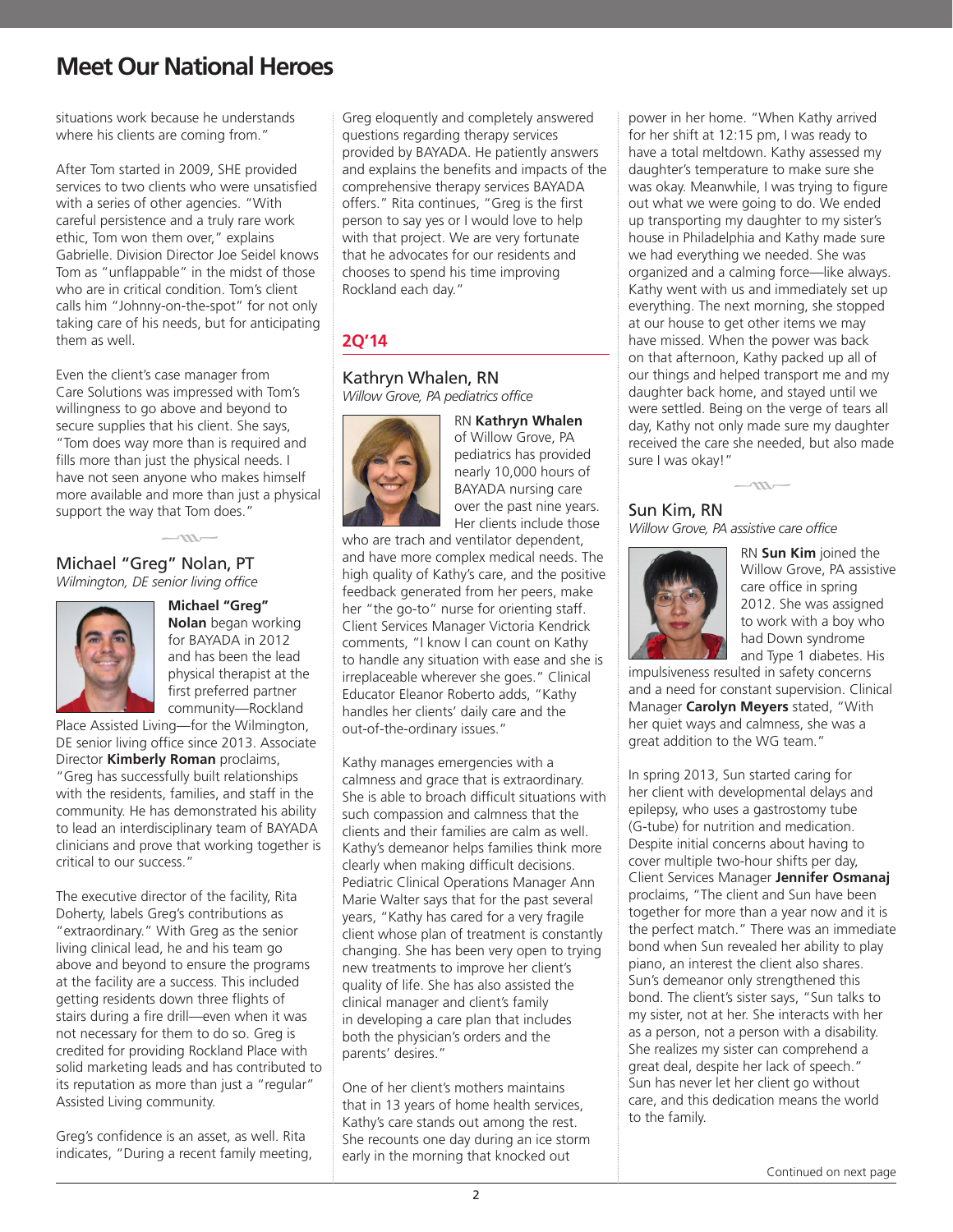# Meet Our National Heroes

situations work because he understands where his clients are coming from."

After Tom started in 2009, SHE provided services to two clients who were unsatisfied with a series of other agencies. "With careful persistence and a truly rare work ethic, Tom won them over," explains Gabrielle. Division Director Joe Seidel knows Tom as "unflappable" in the midst of those who are in critical condition. Tom's client calls him "Johnny-on-the-spot" for not only taking care of his needs, but for anticipating them as well.

Even the client's case manager from Care Solutions was impressed with Tom's willingness to go above and beyond to secure supplies that his client. She says, "Tom does way more than is required and fills more than just the physical needs. I have not seen anyone who makes himself more available and more than just a physical support the way that Tom does."

## Michael "Greg" Nolan, PT

*Wilmington, DE senior living office*

**Michael "Greg" Nolan** began working for BAYADA in 2012 and has been the lead physical therapist at the first preferred partner community—Rockland Place Assisted Living—for the Wilmington, DE senior living office since 2013. Associate Director **Kimberly Roman** proclaims, "Greg has successfully built relationships with the residents, families, and staff in the community. He has demonstrated his ability to lead an interdisciplinary team of BAYADA clinicians and prove that working together is critical to our success."

The executive director of the facility, Rita Doherty, labels Greg's contributions as "extraordinary." With Greg as the senior living clinical lead, he and his team go above and beyond to ensure the programs at the facility are a success. This included getting residents down three flights of stairs during a fire drill—even when it was not necessary for them to do so. Greg is credited for providing Rockland Place with solid marketing leads and has contributed to its reputation as more than just a "regular" Assisted Living community.

Greg's confidence is an asset, as well. Rita indicates, "During a recent family meeting, Greg eloquently and completely answered questions regarding therapy services provided by BAYADA. He patiently answers and explains the benefits and impacts of the comprehensive therapy services BAYADA offers." Rita continues, "Greg is the first person to say yes or I would love to help with that project. We are very fortunate that he advocates for our residents and chooses to spend his time improving Rockland each day."

## 2Q'14

## Kathryn Whalen, RN

*Willow Grove, PA pediatrics office*

RN **Kathryn Whalen** of Willow Grove, PA pediatrics has provided nearly 10,000 hours of BAYADA nursing care over the past nine years. Her clients include those who are trach and ventilator dependent, and have more complex medical needs. The high quality of Kathy's care, and the positive feedback generated from her peers, make her "the go-to" nurse for orienting staff. Client Services Manager Victoria Kendrick comments, "I know I can count on Kathy to handle any situation with ease and she is irreplaceable wherever she goes." Clinical Educator Eleanor Roberto adds, "Kathy handles her clients' daily care and the out-of-the-ordinary issues."

Kathy manages emergencies with a calmness and grace that is extraordinary. She is able to broach difficult situations with such compassion and calmness that the clients and their families are calm as well. Kathy's demeanor helps families think more clearly when making difficult decisions. Pediatric Clinical Operations Manager Ann Marie Walter says that for the past several years, "Kathy has cared for a very fragile client whose plan of treatment is constantly changing. She has been very open to trying new treatments to improve her client's quality of life. She has also assisted the clinical manager and client's family in developing a care plan that includes both the physician's orders and the parents' desires."

One of her client's mothers maintains that in 13 years of home health services, Kathy's care stands out among the rest. She recounts one day during an ice storm early in the morning that knocked out power in her home. "When Kathy arrived for her shift at 12:15 pm, I was ready to have a total meltdown. Kathy assessed my daughter's temperature to make sure she was okay. Meanwhile, I was trying to figure out what we were going to do. We ended up transporting my daughter to my sister's house in Philadelphia and Kathy made sure we had everything we needed. She was organized and a calming force—like always. Kathy went with us and immediately set up everything. The next morning, she stopped at our house to get other items we may have missed. When the power was back on that afternoon, Kathy packed up all of our things and helped transport me and my daughter back home, and stayed until we were settled. Being on the verge of tears all day, Kathy not only made sure my daughter received the care she needed, but also made sure I was okay!"

## Sun Kim, RN

*Willow Grove, PA assistive care office*

RN **Sun Kim** joined the Willow Grove, PA assistive care office in spring 2012. She was assigned to work with a boy who had Down syndrome and Type 1 diabetes. His impulsiveness resulted in safety concerns and a need for constant supervision. Clinical Manager **Carolyn Meyers** stated, "With her quiet ways and calmness, she was a great addition to the WG team."

In spring 2013, Sun started caring for her client with developmental delays and epilepsy, who uses a gastrostomy tube (G-tube) for nutrition and medication. Despite initial concerns about having to cover multiple two-hour shifts per day, Client Services Manager **Jennifer Osmanaj** proclaims, "The client and Sun have been together for more than a year now and it is the perfect match." There was an immediate bond when Sun revealed her ability to play piano, an interest the client also shares. Sun's demeanor only strengthened this bond. The client's sister says, "Sun talks to my sister, not at her. She interacts with her as a person, not a person with a disability. She realizes my sister can comprehend a great deal, despite her lack of speech." Sun has never let her client go without care, and this dedication means the world to the family.

Continued on next page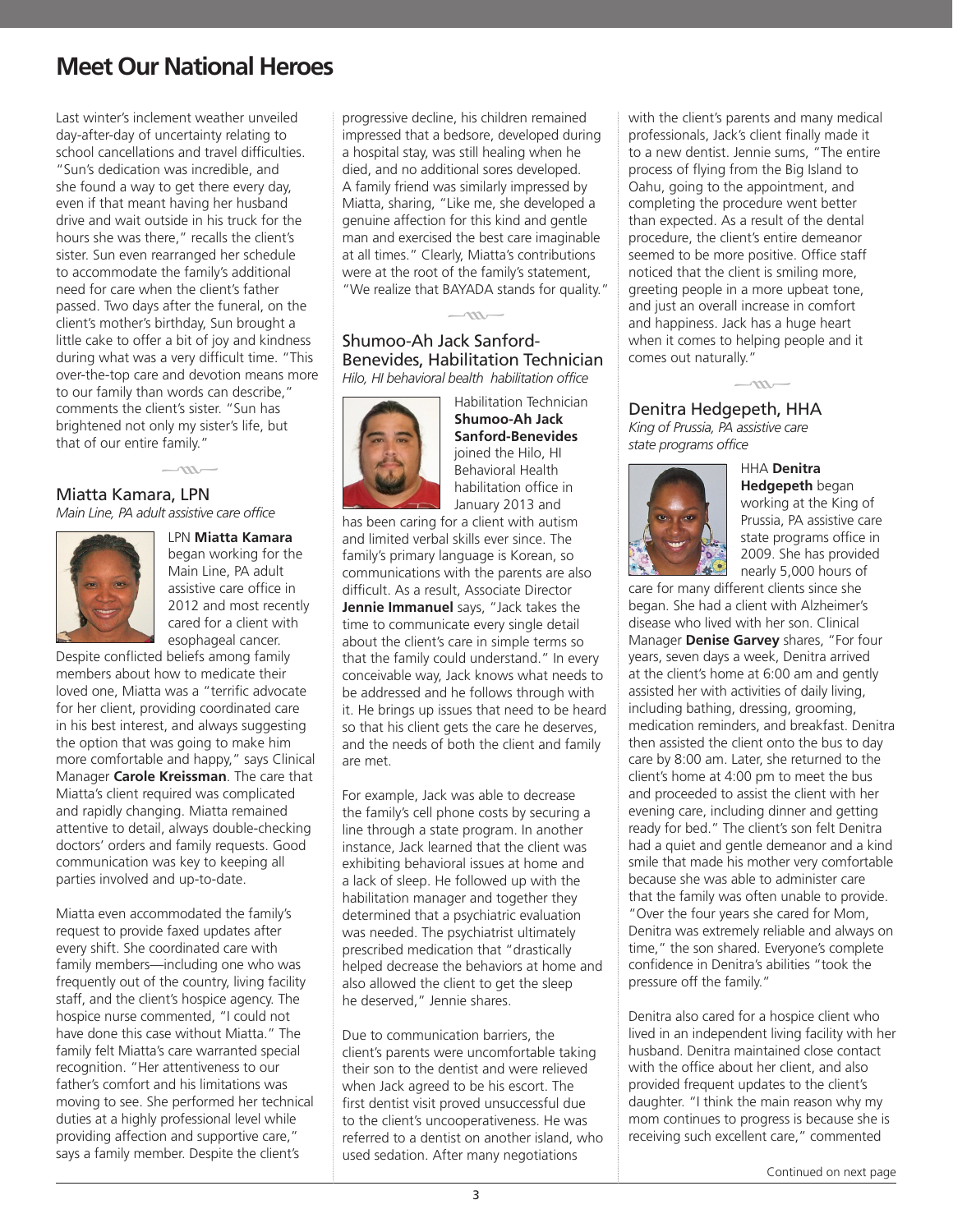# Meet Our National Heroes

Last winter's inclement weather unveiled day-after-day of uncertainty relating to school cancellations and travel difficulties. "Sun's dedication was incredible, and she found a way to get there every day, even if that meant having her husband drive and wait outside in his truck for the hours she was there," recalls the client's sister. Sun even rearranged her schedule to accommodate the family's additional need for care when the client's father passed. Two days after the funeral, on the client's mother's birthday, Sun brought a little cake to offer a bit of joy and kindness during what was a very difficult time. "This over-the-top care and devotion means more to our family than words can describe," comments the client's sister. "Sun has brightened not only my sister's life, but that of our entire family."

## Miatta Kamara, LPN

*Main Line, PA adult assistive care office*

LPN **Miatta Kamara** began working for the Main Line, PA adult assistive care office in 2012 and most recently cared for a client with esophageal cancer. Despite conflicted beliefs among family members about how to medicate their loved one, Miatta was a "terrific advocate for her client, providing coordinated care in his best interest, and always suggesting the option that was going to make him more comfortable and happy," says Clinical Manager **Carole Kreissman**. The care that Miatta's client required was complicated and rapidly changing. Miatta remained attentive to detail, always double-checking doctors' orders and family requests. Good communication was key to keeping all parties involved and up-to-date.

Miatta even accommodated the family's request to provide faxed updates after every shift. She coordinated care with family members—including one who was frequently out of the country, living facility staff, and the client's hospice agency. The hospice nurse commented, "I could not have done this case without Miatta." The family felt Miatta's care warranted special recognition. "Her attentiveness to our father's comfort and his limitations was moving to see. She performed her technical duties at a highly professional level while providing affection and supportive care," says a family member. Despite the client's progressive decline, his children remained impressed that a bedsore, developed during a hospital stay, was still healing when he died, and no additional sores developed. A family friend was similarly impressed by Miatta, sharing, "Like me, she developed a genuine affection for this kind and gentle man and exercised the best care imaginable at all times." Clearly, Miatta's contributions were at the root of the family's statement, "We realize that BAYADA stands for quality."

## Shumoo-Ah Jack Sanford-Benevides, Habilitation Technician

*Hilo, HI behavioral bealth habilitation office*

Habilitation Technician **Shumoo-Ah Jack Sanford-Benevides** joined the Hilo, HI Behavioral Health habilitation office in January 2013 and has been caring for a client with autism and limited verbal skills ever since. The family's primary language is Korean, so communications with the parents are also difficult. As a result, Associate Director **Jennie Immanuel** says, "Jack takes the time to communicate every single detail about the client's care in simple terms so that the family could understand." In every conceivable way, Jack knows what needs to be addressed and he follows through with it. He brings up issues that need to be heard so that his client gets the care he deserves, and the needs of both the client and family are met.

For example, Jack was able to decrease the family's cell phone costs by securing a line through a state program. In another instance, Jack learned that the client was exhibiting behavioral issues at home and a lack of sleep. He followed up with the habilitation manager and together they determined that a psychiatric evaluation was needed. The psychiatrist ultimately prescribed medication that "drastically helped decrease the behaviors at home and also allowed the client to get the sleep he deserved," Jennie shares.

Due to communication barriers, the client's parents were uncomfortable taking their son to the dentist and were relieved when Jack agreed to be his escort. The first dentist visit proved unsuccessful due to the client's uncooperativeness. He was referred to a dentist on another island, who used sedation. After many negotiations with the client's parents and many medical professionals, Jack's client finally made it to a new dentist. Jennie sums, "The entire process of flying from the Big Island to Oahu, going to the appointment, and completing the procedure went better than expected. As a result of the dental procedure, the client's entire demeanor seemed to be more positive. Office staff noticed that the client is smiling more, greeting people in a more upbeat tone, and just an overall increase in comfort and happiness. Jack has a huge heart when it comes to helping people and it comes out naturally."

## Denitra Hedgepeth, HHA

*King of Prussia, PA assistive care state programs office*

HHA **Denitra Hedgepeth** began working at the King of Prussia, PA assistive care state programs office in 2009. She has provided nearly 5,000 hours of care for many different clients since she began. She had a client with Alzheimer's disease who lived with her son. Clinical Manager **Denise Garvey** shares, "For four years, seven days a week, Denitra arrived at the client's home at 6:00 am and gently assisted her with activities of daily living, including bathing, dressing, grooming, medication reminders, and breakfast. Denitra then assisted the client onto the bus to day care by 8:00 am. Later, she returned to the client's home at 4:00 pm to meet the bus and proceeded to assist the client with her evening care, including dinner and getting ready for bed." The client's son felt Denitra had a quiet and gentle demeanor and a kind smile that made his mother very comfortable because she was able to administer care that the family was often unable to provide. "Over the four years she cared for Mom, Denitra was extremely reliable and always on time," the son shared. Everyone's complete confidence in Denitra's abilities "took the pressure off the family."

Denitra also cared for a hospice client who lived in an independent living facility with her husband. Denitra maintained close contact with the office about her client, and also provided frequent updates to the client's daughter. "I think the main reason why my mom continues to progress is because she is receiving such excellent care," commented

Continued on next page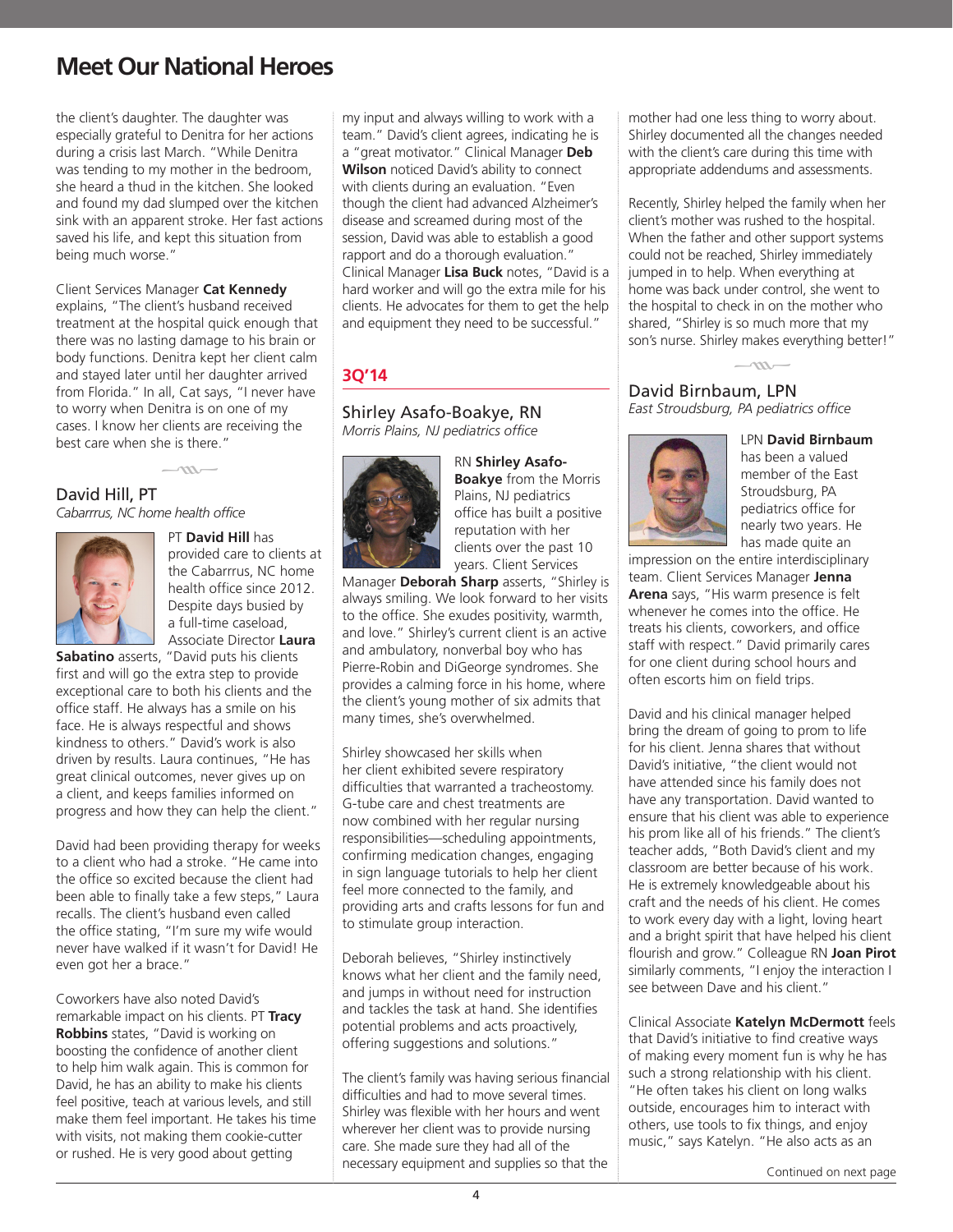# Meet Our National Heroes

the client's daughter. The daughter was especially grateful to Denitra for her actions during a crisis last March. "While Denitra was tending to my mother in the bedroom, she heard a thud in the kitchen. She looked and found my dad slumped over the kitchen sink with an apparent stroke. Her fast actions saved his life, and kept this situation from being much worse."

Client Services Manager **Cat Kennedy** explains, "The client's husband received treatment at the hospital quick enough that there was no lasting damage to his brain or body functions. Denitra kept her client calm and stayed later until her daughter arrived from Florida." In all, Cat says, "I never have to worry when Denitra is on one of my cases. I know her clients are receiving the best care when she is there."

## David Hill, PT

*Cabarrrus, NC home health office*

PT **David Hill** has provided care to clients at the Cabarrrus, NC home health office since 2012. Despite days busied by a full-time caseload, Associate Director **Laura Sabatino** asserts, "David puts his clients first and will go the extra step to provide exceptional care to both his clients and the office staff. He always has a smile on his face. He is always respectful and shows kindness to others." David's work is also driven by results. Laura continues, "He has great clinical outcomes, never gives up on a client, and keeps families informed on progress and how they can help the client."

David had been providing therapy for weeks to a client who had a stroke. "He came into the office so excited because the client had been able to finally take a few steps," Laura recalls. The client's husband even called the office stating, "I'm sure my wife would never have walked if it wasn't for David! He even got her a brace."

Coworkers have also noted David's remarkable impact on his clients. PT **Tracy Robbins** states, "David is working on boosting the confidence of another client to help him walk again. This is common for David, he has an ability to make his clients feel positive, teach at various levels, and still make them feel important. He takes his time with visits, not making them cookie-cutter or rushed. He is very good about getting my input and always willing to work with a team." David's client agrees, indicating he is a "great motivator." Clinical Manager **Deb Wilson** noticed David's ability to connect with clients during an evaluation. "Even though the client had advanced Alzheimer's disease and screamed during most of the session, David was able to establish a good rapport and do a thorough evaluation." Clinical Manager **Lisa Buck** notes, "David is a hard worker and will go the extra mile for his clients. He advocates for them to get the help and equipment they need to be successful."

## 3Q'14

## Shirley Asafo-Boakye, RN

*Morris Plains, NJ pediatrics office*

RN **Shirley Asafo-Boakye** from the Morris Plains, NJ pediatrics office has built a positive reputation with her clients over the past 10 years. Client Services Manager **Deborah Sharp** asserts, "Shirley is always smiling. We look forward to her visits to the office. She exudes positivity, warmth, and love." Shirley's current client is an active and ambulatory, nonverbal boy who has Pierre-Robin and DiGeorge syndromes. She provides a calming force in his home, where the client's young mother of six admits that many times, she's overwhelmed.

Shirley showcased her skills when her client exhibited severe respiratory difficulties that warranted a tracheostomy. G-tube care and chest treatments are now combined with her regular nursing responsibilities—scheduling appointments, confirming medication changes, engaging in sign language tutorials to help her client feel more connected to the family, and providing arts and crafts lessons for fun and to stimulate group interaction.

Deborah believes, "Shirley instinctively knows what her client and the family need, and jumps in without need for instruction and tackles the task at hand. She identifies potential problems and acts proactively, offering suggestions and solutions."

The client's family was having serious financial difficulties and had to move several times. Shirley was flexible with her hours and went wherever her client was to provide nursing care. She made sure they had all of the necessary equipment and supplies so that the mother had one less thing to worry about. Shirley documented all the changes needed with the client's care during this time with appropriate addendums and assessments.

Recently, Shirley helped the family when her client's mother was rushed to the hospital. When the father and other support systems could not be reached, Shirley immediately jumped in to help. When everything at home was back under control, she went to the hospital to check in on the mother who shared, "Shirley is so much more that my son's nurse. Shirley makes everything better!"

## David Birnbaum, LPN

*East Stroudsburg, PA pediatrics office*

LPN **David Birnbaum** has been a valued member of the East Stroudsburg, PA pediatrics office for nearly two years. He has made quite an impression on the entire interdisciplinary team. Client Services Manager **Jenna Arena** says, "His warm presence is felt whenever he comes into the office. He treats his clients, coworkers, and office staff with respect." David primarily cares for one client during school hours and often escorts him on field trips.

David and his clinical manager helped bring the dream of going to prom to life for his client. Jenna shares that without David's initiative, "the client would not have attended since his family does not have any transportation. David wanted to ensure that his client was able to experience his prom like all of his friends." The client's teacher adds, "Both David's client and my classroom are better because of his work. He is extremely knowledgeable about his craft and the needs of his client. He comes to work every day with a light, loving heart and a bright spirit that have helped his client flourish and grow." Colleague RN **Joan Pirot** similarly comments, "I enjoy the interaction I see between Dave and his client."

Clinical Associate **Katelyn McDermott** feels that David's initiative to find creative ways of making every moment fun is why he has such a strong relationship with his client. "He often takes his client on long walks outside, encourages him to interact with others, use tools to fix things, and enjoy music," says Katelyn. "He also acts as an

Continued on next page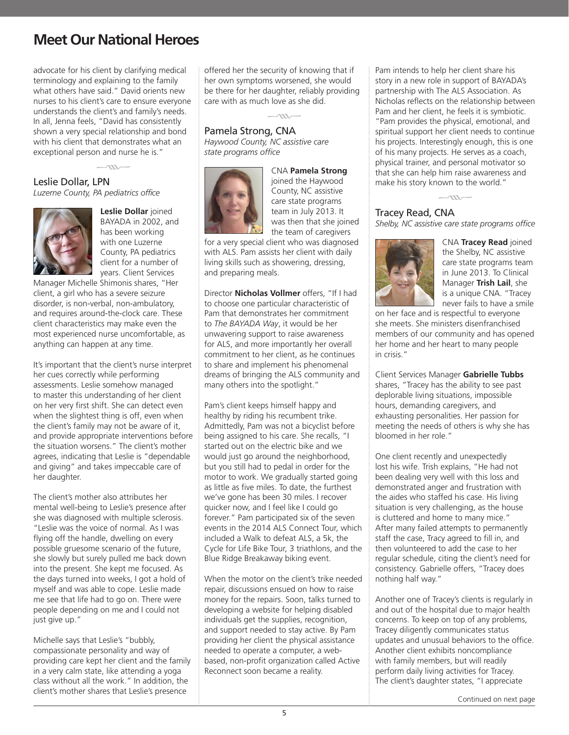# Meet Our National Heroes

advocate for his client by clarifying medical terminology and explaining to the family what others have said." David orients new nurses to his client's care to ensure everyone understands the client's and family's needs. In all, Jenna feels, "David has consistently shown a very special relationship and bond with his client that demonstrates what an exceptional person and nurse he is."

## Leslie Dollar, LPN

*Luzerne County, PA pediatrics office*

**Leslie Dollar** joined BAYADA in 2002, and has been working with one Luzerne County, PA pediatrics client for a number of years. Client Services Manager Michelle Shimonis shares, "Her client, a girl who has a severe seizure disorder, is non-verbal, non-ambulatory, and requires around-the-clock care. These client characteristics may make even the most experienced nurse uncomfortable, as anything can happen at any time.

It's important that the client's nurse interpret her cues correctly while performing assessments. Leslie somehow managed to master this understanding of her client on her very first shift. She can detect even when the slightest thing is off, even when the client's family may not be aware of it, and provide appropriate interventions before the situation worsens." The client's mother agrees, indicating that Leslie is "dependable and giving" and takes impeccable care of her daughter.

The client's mother also attributes her mental well-being to Leslie's presence after she was diagnosed with multiple sclerosis. "Leslie was the voice of normal. As I was flying off the handle, dwelling on every possible gruesome scenario of the future, she slowly but surely pulled me back down into the present. She kept me focused. As the days turned into weeks, I got a hold of myself and was able to cope. Leslie made me see that life had to go on. There were people depending on me and I could not just give up."

Michelle says that Leslie's "bubbly, compassionate personality and way of providing care kept her client and the family in a very calm state, like attending a yoga class without all the work." In addition, the client's mother shares that Leslie's presence offered her the security of knowing that if her own symptoms worsened, she would be there for her daughter, reliably providing care with as much love as she did.

## Pamela Strong, CNA

*Haywood County, NC assistive care state programs office*

CNA **Pamela Strong** joined the Haywood County, NC assistive care state programs team in July 2013. It was then that she joined the team of caregivers for a very special client who was diagnosed with ALS. Pam assists her client with daily living skills such as showering, dressing, and preparing meals.

Director **Nicholas Vollmer** offers, "If I had to choose one particular characteristic of Pam that demonstrates her commitment to *The BAYADA Way*, it would be her unwavering support to raise awareness for ALS, and more importantly her overall commitment to her client, as he continues to share and implement his phenomenal dreams of bringing the ALS community and many others into the spotlight."

Pam's client keeps himself happy and healthy by riding his recumbent trike. Admittedly, Pam was not a bicyclist before being assigned to his care. She recalls, "I started out on the electric bike and we would just go around the neighborhood, but you still had to pedal in order for the motor to work. We gradually started going as little as five miles. To date, the furthest we've gone has been 30 miles. I recover quicker now, and I feel like I could go forever." Pam participated six of the seven events in the 2014 ALS Connect Tour, which included a Walk to defeat ALS, a 5k, the Cycle for Life Bike Tour, 3 triathlons, and the Blue Ridge Breakaway biking event.

When the motor on the client's trike needed repair, discussions ensued on how to raise money for the repairs. Soon, talks turned to developing a website for helping disabled individuals get the supplies, recognition, and support needed to stay active. By Pam providing her client the physical assistance needed to operate a computer, a web-based, non-profit organization called Active Reconnect soon became a reality.

Pam intends to help her client share his story in a new role in support of BAYADA's partnership with The ALS Association. As Nicholas reflects on the relationship between Pam and her client, he feels it is symbiotic. "Pam provides the physical, emotional, and spiritual support her client needs to continue his projects. Interestingly enough, this is one of his many projects. He serves as a coach, physical trainer, and personal motivator so that she can help him raise awareness and make his story known to the world."

## Tracey Read, CNA

*Shelby, NC assistive care state programs office*

CNA **Tracey Read** joined the Shelby, NC assistive care state programs team in June 2013. To Clinical Manager **Trish Lail**, she is a unique CNA. "Tracey never fails to have a smile on her face and is respectful to everyone she meets. She ministers disenfranchised members of our community and has opened her home and her heart to many people in crisis."

Client Services Manager **Gabrielle Tubbs** shares, "Tracey has the ability to see past deplorable living situations, impossible hours, demanding caregivers, and exhausting personalities. Her passion for meeting the needs of others is why she has bloomed in her role."

One client recently and unexpectedly lost his wife. Trish explains, "He had not been dealing very well with this loss and demonstrated anger and frustration with the aides who staffed his case. His living situation is very challenging, as the house is cluttered and home to many mice." After many failed attempts to permanently staff the case, Tracy agreed to fill in, and then volunteered to add the case to her regular schedule, citing the client's need for consistency. Gabrielle offers, "Tracey does nothing half way."

Another one of Tracey's clients is regularly in and out of the hospital due to major health concerns. To keep on top of any problems, Tracey diligently communicates status updates and unusual behaviors to the office. Another client exhibits noncompliance with family members, but will readily perform daily living activities for Tracey. The client's daughter states, "I appreciate

Continued on next page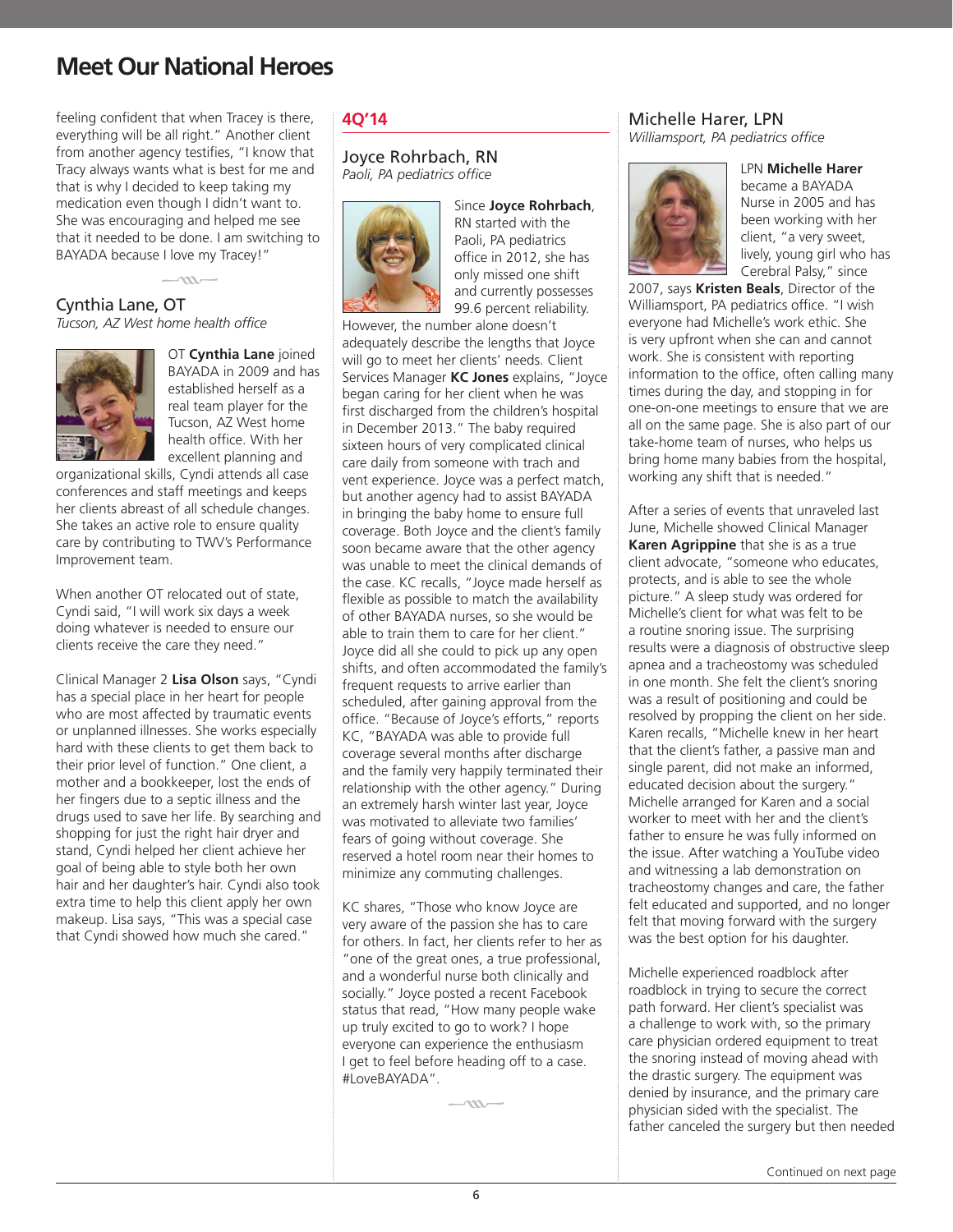# Meet Our National Heroes

feeling confident that when Tracey is there, everything will be all right." Another client from another agency testifies, "I know that Tracy always wants what is best for me and that is why I decided to keep taking my medication even though I didn't want to. She was encouraging and helped me see that it needed to be done. I am switching to BAYADA because I love my Tracey!"

## Cynthia Lane, OT

*Tucson, AZ West home health office*

OT **Cynthia Lane** joined BAYADA in 2009 and has established herself as a real team player for the Tucson, AZ West home health office. With her excellent planning and organizational skills, Cyndi attends all case conferences and staff meetings and keeps her clients abreast of all schedule changes. She takes an active role to ensure quality care by contributing to TWV's Performance Improvement team.

When another OT relocated out of state, Cyndi said, "I will work six days a week doing whatever is needed to ensure our clients receive the care they need."

Clinical Manager 2 **Lisa Olson** says, "Cyndi has a special place in her heart for people who are most affected by traumatic events or unplanned illnesses. She works especially hard with these clients to get them back to their prior level of function." One client, a mother and a bookkeeper, lost the ends of her fingers due to a septic illness and the drugs used to save her life. By searching and shopping for just the right hair dryer and stand, Cyndi helped her client achieve her goal of being able to style both her own hair and her daughter's hair. Cyndi also took extra time to help this client apply her own makeup. Lisa says, "This was a special case that Cyndi showed how much she cared."

## 4Q'14

## Joyce Rohrbach, RN

*Paoli, PA pediatrics office*

Since **Joyce Rohrbach**, RN started with the Paoli, PA pediatrics office in 2012, she has only missed one shift and currently possesses 99.6 percent reliability. However, the number alone doesn't adequately describe the lengths that Joyce will go to meet her clients' needs. Client Services Manager **KC Jones** explains, "Joyce began caring for her client when he was first discharged from the children's hospital in December 2013." The baby required sixteen hours of very complicated clinical care daily from someone with trach and vent experience. Joyce was a perfect match, but another agency had to assist BAYADA in bringing the baby home to ensure full coverage. Both Joyce and the client's family soon became aware that the other agency was unable to meet the clinical demands of the case. KC recalls, "Joyce made herself as flexible as possible to match the availability of other BAYADA nurses, so she would be able to train them to care for her client." Joyce did all she could to pick up any open shifts, and often accommodated the family's frequent requests to arrive earlier than scheduled, after gaining approval from the office. "Because of Joyce's efforts," reports KC, "BAYADA was able to provide full coverage several months after discharge and the family very happily terminated their relationship with the other agency." During an extremely harsh winter last year, Joyce was motivated to alleviate two families' fears of going without coverage. She reserved a hotel room near their homes to minimize any commuting challenges.

KC shares, "Those who know Joyce are very aware of the passion she has to care for others. In fact, her clients refer to her as "one of the great ones, a true professional, and a wonderful nurse both clinically and socially." Joyce posted a recent Facebook status that read, "How many people wake up truly excited to go to work? I hope everyone can experience the enthusiasm I get to feel before heading off to a case. #LoveBAYADA".

## Michelle Harer, LPN

*Williamsport, PA pediatrics office*

LPN **Michelle Harer** became a BAYADA Nurse in 2005 and has been working with her client, "a very sweet, lively, young girl who has Cerebral Palsy," since 2007, says **Kristen Beals**, Director of the Williamsport, PA pediatrics office. "I wish everyone had Michelle's work ethic. She is very upfront when she can and cannot work. She is consistent with reporting information to the office, often calling many times during the day, and stopping in for one-on-one meetings to ensure that we are all on the same page. She is also part of our take-home team of nurses, who helps us bring home many babies from the hospital, working any shift that is needed."

After a series of events that unraveled last June, Michelle showed Clinical Manager **Karen Agrippine** that she is as a true client advocate, "someone who educates, protects, and is able to see the whole picture." A sleep study was ordered for Michelle's client for what was felt to be a routine snoring issue. The surprising results were a diagnosis of obstructive sleep apnea and a tracheostomy was scheduled in one month. She felt the client's snoring was a result of positioning and could be resolved by propping the client on her side. Karen recalls, "Michelle knew in her heart that the client's father, a passive man and single parent, did not make an informed, educated decision about the surgery." Michelle arranged for Karen and a social worker to meet with her and the client's father to ensure he was fully informed on the issue. After watching a YouTube video and witnessing a lab demonstration on tracheostomy changes and care, the father felt educated and supported, and no longer felt that moving forward with the surgery was the best option for his daughter.

Michelle experienced roadblock after roadblock in trying to secure the correct path forward. Her client's specialist was a challenge to work with, so the primary care physician ordered equipment to treat the snoring instead of moving ahead with the drastic surgery. The equipment was denied by insurance, and the primary care physician sided with the specialist. The father canceled the surgery but then needed

Continued on next page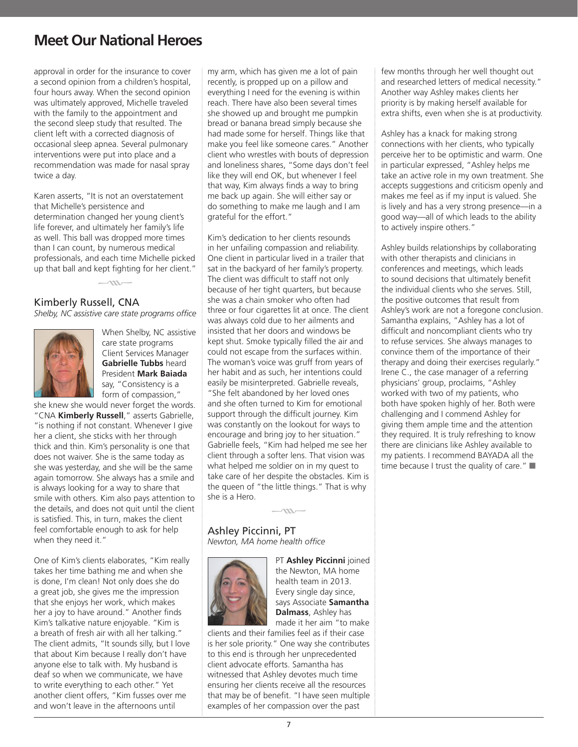# Meet Our National Heroes

approval in order for the insurance to cover a second opinion from a children's hospital, four hours away. When the second opinion was ultimately approved, Michelle traveled with the family to the appointment and the second sleep study that resulted. The client left with a corrected diagnosis of occasional sleep apnea. Several pulmonary interventions were put into place and a recommendation was made for nasal spray twice a day.

Karen asserts, "It is not an overstatement that Michelle's persistence and determination changed her young client's life forever, and ultimately her family's life as well. This ball was dropped more times than I can count, by numerous medical professionals, and each time Michelle picked up that ball and kept fighting for her client."

## Kimberly Russell, CNA

*Shelby, NC assistive care state programs office*

When Shelby, NC assistive care state programs Client Services Manager **Gabrielle Tubbs** heard President **Mark Baiada** say, "Consistency is a form of compassion," she knew she would never forget the words. "CNA **Kimberly Russell**," asserts Gabrielle, "is nothing if not constant. Whenever I give her a client, she sticks with her through thick and thin. Kim's personality is one that does not waiver. She is the same today as she was yesterday, and she will be the same again tomorrow. She always has a smile and is always looking for a way to share that smile with others. Kim also pays attention to the details, and does not quit until the client is satisfied. This, in turn, makes the client feel comfortable enough to ask for help when they need it."

One of Kim's clients elaborates, "Kim really takes her time bathing me and when she is done, I'm clean! Not only does she do a great job, she gives me the impression that she enjoys her work, which makes her a joy to have around." Another finds Kim's talkative nature enjoyable. "Kim is a breath of fresh air with all her talking." The client admits, "It sounds silly, but I love that about Kim because I really don't have anyone else to talk with. My husband is deaf so when we communicate, we have to write everything to each other." Yet another client offers, "Kim fusses over me and won't leave in the afternoons until my arm, which has given me a lot of pain recently, is propped up on a pillow and everything I need for the evening is within reach. There have also been several times she showed up and brought me pumpkin bread or banana bread simply because she had made some for herself. Things like that make you feel like someone cares." Another client who wrestles with bouts of depression and loneliness shares, "Some days don't feel like they will end OK, but whenever I feel that way, Kim always finds a way to bring me back up again. She will either say or do something to make me laugh and I am grateful for the effort."

Kim's dedication to her clients resounds in her unfailing compassion and reliability. One client in particular lived in a trailer that sat in the backyard of her family's property. The client was difficult to staff not only because of her tight quarters, but because she was a chain smoker who often had three or four cigarettes lit at once. The client was always cold due to her ailments and insisted that her doors and windows be kept shut. Smoke typically filled the air and could not escape from the surfaces within. The woman's voice was gruff from years of her habit and as such, her intentions could easily be misinterpreted. Gabrielle reveals, "She felt abandoned by her loved ones and she often turned to Kim for emotional support through the difficult journey. Kim was constantly on the lookout for ways to encourage and bring joy to her situation." Gabrielle feels, "Kim had helped me see her client through a softer lens. That vision was what helped me soldier on in my quest to take care of her despite the obstacles. Kim is the queen of "the little things." That is why she is a Hero.

## Ashley Piccinni, PT

*Newton, MA home health office*

PT **Ashley Piccinni** joined the Newton, MA home health team in 2013. Every single day since, says Associate **Samantha Dalmass**, Ashley has made it her aim "to make clients and their families feel as if their case is her sole priority." One way she contributes to this end is through her unprecedented client advocate efforts. Samantha has witnessed that Ashley devotes much time ensuring her clients receive all the resources that may be of benefit. "I have seen multiple examples of her compassion over the past few months through her well thought out and researched letters of medical necessity." Another way Ashley makes clients her priority is by making herself available for extra shifts, even when she is at productivity.

Ashley has a knack for making strong connections with her clients, who typically perceive her to be optimistic and warm. One in particular expressed, "Ashley helps me take an active role in my own treatment. She accepts suggestions and criticism openly and makes me feel as if my input is valued. She is lively and has a very strong presence—in a good way—all of which leads to the ability to actively inspire others."

Ashley builds relationships by collaborating with other therapists and clinicians in conferences and meetings, which leads to sound decisions that ultimately benefit the individual clients who she serves. Still, the positive outcomes that result from Ashley's work are not a foregone conclusion. Samantha explains, "Ashley has a lot of difficult and noncompliant clients who try to refuse services. She always manages to convince them of the importance of their therapy and doing their exercises regularly." Irene C., the case manager of a referring physicians' group, proclaims, "Ashley worked with two of my patients, who both have spoken highly of her. Both were challenging and I commend Ashley for giving them ample time and the attention they required. It is truly refreshing to know there are clinicians like Ashley available to my patients. I recommend BAYADA all the time because I trust the quality of care." ■